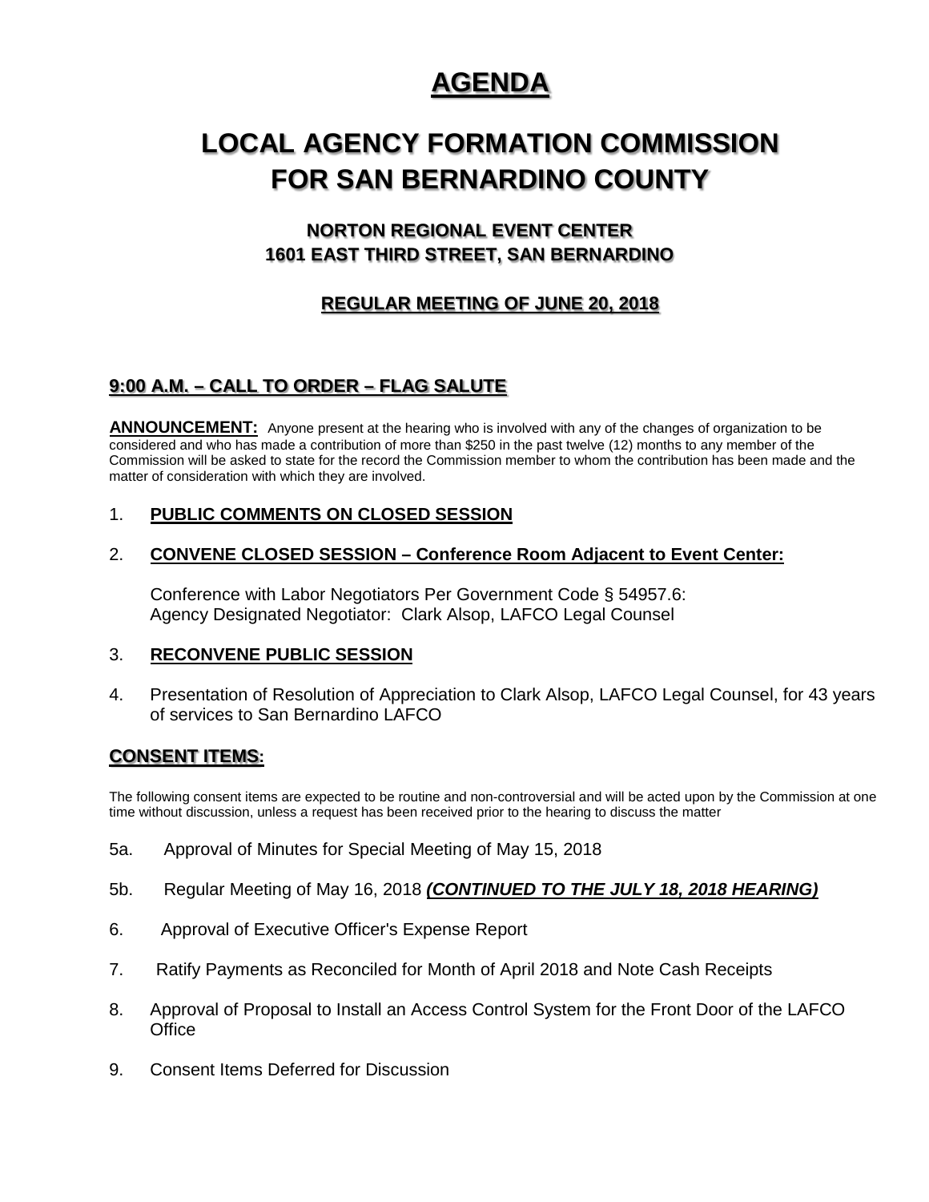# AGENDA

# LOCAL AGENCY FORMATION COMMISSION FOR SAN BERNARDINO COUNTY

### NORTON REGIONAL EVENT CENTER
### 1601 EAST THIRD STREET, SAN BERNARDINO

### REGULAR MEETING OF JUNE 20, 2018

## 9:00 A.M. – CALL TO ORDER – FLAG SALUTE

**ANNOUNCEMENT:** Anyone present at the hearing who is involved with any of the changes of organization to be considered and who has made a contribution of more than $250 in the past twelve (12) months to any member of the Commission will be asked to state for the record the Commission member to whom the contribution has been made and the matter of consideration with which they are involved.

1. **PUBLIC COMMENTS ON CLOSED SESSION**

2. **CONVENE CLOSED SESSION – Conference Room Adjacent to Event Center:**

   Conference with Labor Negotiators Per Government Code § 54957.6:
   Agency Designated Negotiator: Clark Alsop, LAFCO Legal Counsel

3. **RECONVENE PUBLIC SESSION**

4. Presentation of Resolution of Appreciation to Clark Alsop, LAFCO Legal Counsel, for 43 years of services to San Bernardino LAFCO

## CONSENT ITEMS:

The following consent items are expected to be routine and non-controversial and will be acted upon by the Commission at one time without discussion, unless a request has been received prior to the hearing to discuss the matter

5a. Approval of Minutes for Special Meeting of May 15, 2018

5b. Regular Meeting of May 16, 2018 ***(CONTINUED TO THE JULY 18, 2018 HEARING)***

6. Approval of Executive Officer's Expense Report

7. Ratify Payments as Reconciled for Month of April 2018 and Note Cash Receipts

8. Approval of Proposal to Install an Access Control System for the Front Door of the LAFCO Office

9. Consent Items Deferred for Discussion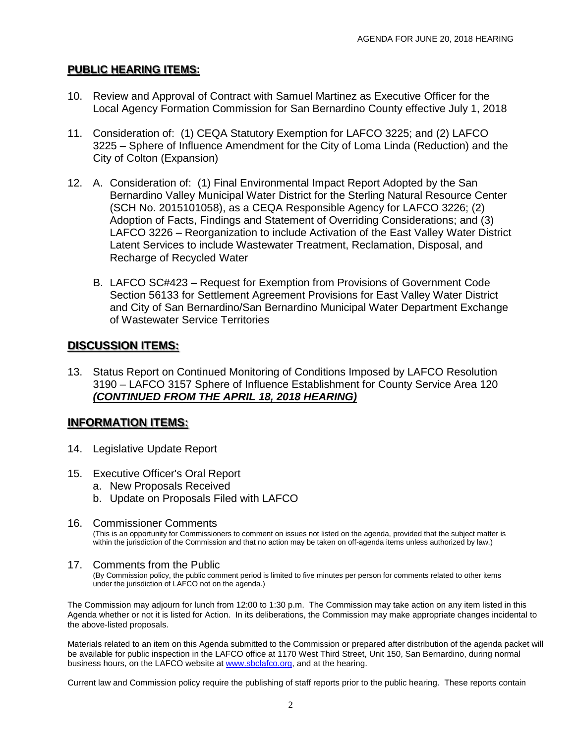## PUBLIC HEARING ITEMS:

10. Review and Approval of Contract with Samuel Martinez as Executive Officer for the Local Agency Formation Commission for San Bernardino County effective July 1, 2018

11. Consideration of: (1) CEQA Statutory Exemption for LAFCO 3225; and (2) LAFCO 3225 – Sphere of Influence Amendment for the City of Loma Linda (Reduction) and the City of Colton (Expansion)

12. A. Consideration of: (1) Final Environmental Impact Report Adopted by the San Bernardino Valley Municipal Water District for the Sterling Natural Resource Center (SCH No. 2015101058), as a CEQA Responsible Agency for LAFCO 3226; (2) Adoption of Facts, Findings and Statement of Overriding Considerations; and (3) LAFCO 3226 – Reorganization to include Activation of the East Valley Water District Latent Services to include Wastewater Treatment, Reclamation, Disposal, and Recharge of Recycled Water

    B. LAFCO SC#423 – Request for Exemption from Provisions of Government Code Section 56133 for Settlement Agreement Provisions for East Valley Water District and City of San Bernardino/San Bernardino Municipal Water Department Exchange of Wastewater Service Territories

## DISCUSSION ITEMS:

13. Status Report on Continued Monitoring of Conditions Imposed by LAFCO Resolution 3190 – LAFCO 3157 Sphere of Influence Establishment for County Service Area 120 ***(CONTINUED FROM THE APRIL 18, 2018 HEARING)***

## INFORMATION ITEMS:

14. Legislative Update Report

15. Executive Officer's Oral Report
    a. New Proposals Received
    b. Update on Proposals Filed with LAFCO

16. Commissioner Comments
    (This is an opportunity for Commissioners to comment on issues not listed on the agenda, provided that the subject matter is within the jurisdiction of the Commission and that no action may be taken on off-agenda items unless authorized by law.)

17. Comments from the Public
    (By Commission policy, the public comment period is limited to five minutes per person for comments related to other items under the jurisdiction of LAFCO not on the agenda.)

The Commission may adjourn for lunch from 12:00 to 1:30 p.m. The Commission may take action on any item listed in this Agenda whether or not it is listed for Action. In its deliberations, the Commission may make appropriate changes incidental to the above-listed proposals.

Materials related to an item on this Agenda submitted to the Commission or prepared after distribution of the agenda packet will be available for public inspection in the LAFCO office at 1170 West Third Street, Unit 150, San Bernardino, during normal business hours, on the LAFCO website at www.sbclafco.org, and at the hearing.

Current law and Commission policy require the publishing of staff reports prior to the public hearing. These reports contain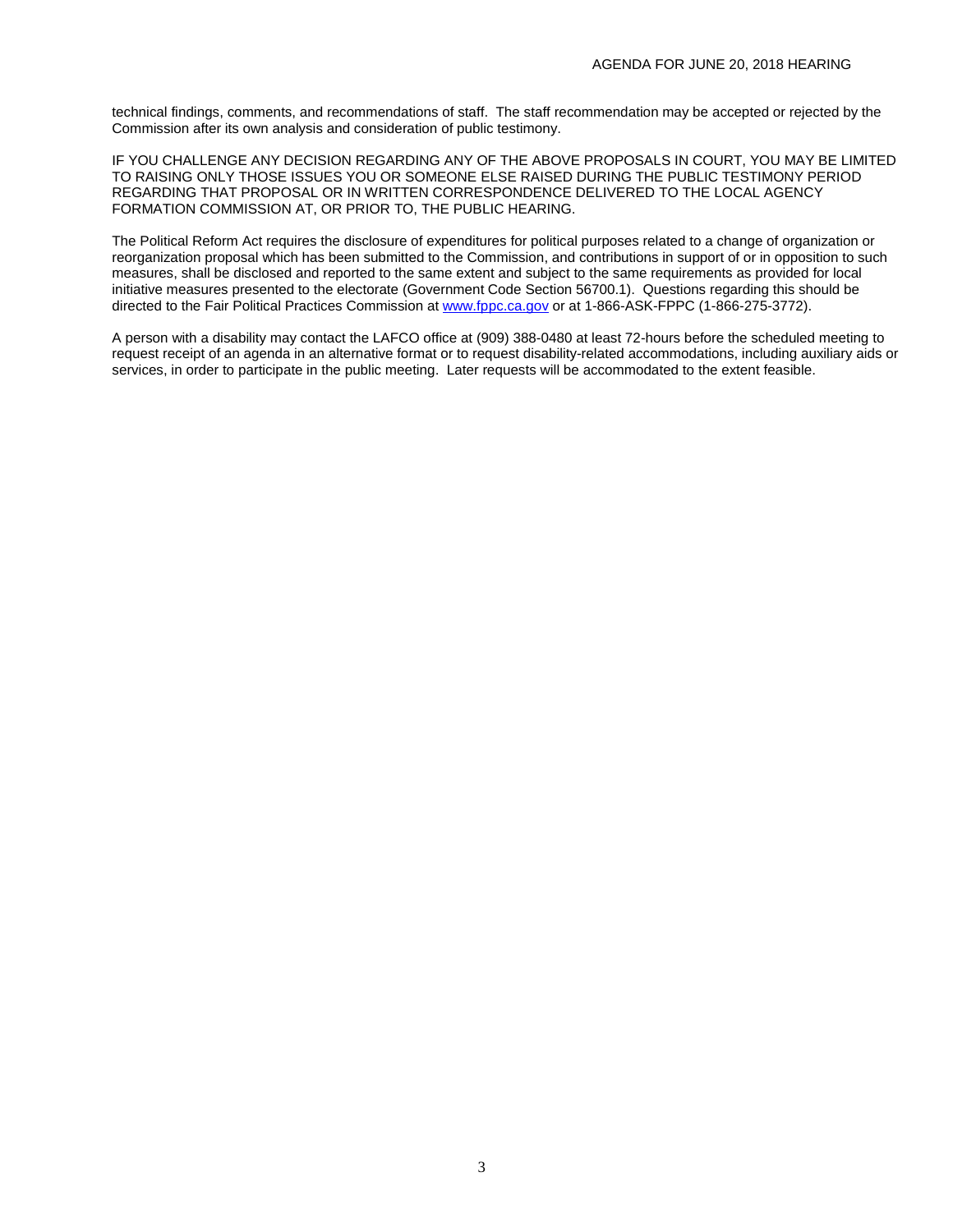technical findings, comments, and recommendations of staff. The staff recommendation may be accepted or rejected by the Commission after its own analysis and consideration of public testimony.

IF YOU CHALLENGE ANY DECISION REGARDING ANY OF THE ABOVE PROPOSALS IN COURT, YOU MAY BE LIMITED TO RAISING ONLY THOSE ISSUES YOU OR SOMEONE ELSE RAISED DURING THE PUBLIC TESTIMONY PERIOD REGARDING THAT PROPOSAL OR IN WRITTEN CORRESPONDENCE DELIVERED TO THE LOCAL AGENCY FORMATION COMMISSION AT, OR PRIOR TO, THE PUBLIC HEARING.

The Political Reform Act requires the disclosure of expenditures for political purposes related to a change of organization or reorganization proposal which has been submitted to the Commission, and contributions in support of or in opposition to such measures, shall be disclosed and reported to the same extent and subject to the same requirements as provided for local initiative measures presented to the electorate (Government Code Section 56700.1). Questions regarding this should be directed to the Fair Political Practices Commission at www.fppc.ca.gov or at 1-866-ASK-FPPC (1-866-275-3772).

A person with a disability may contact the LAFCO office at (909) 388-0480 at least 72-hours before the scheduled meeting to request receipt of an agenda in an alternative format or to request disability-related accommodations, including auxiliary aids or services, in order to participate in the public meeting. Later requests will be accommodated to the extent feasible.